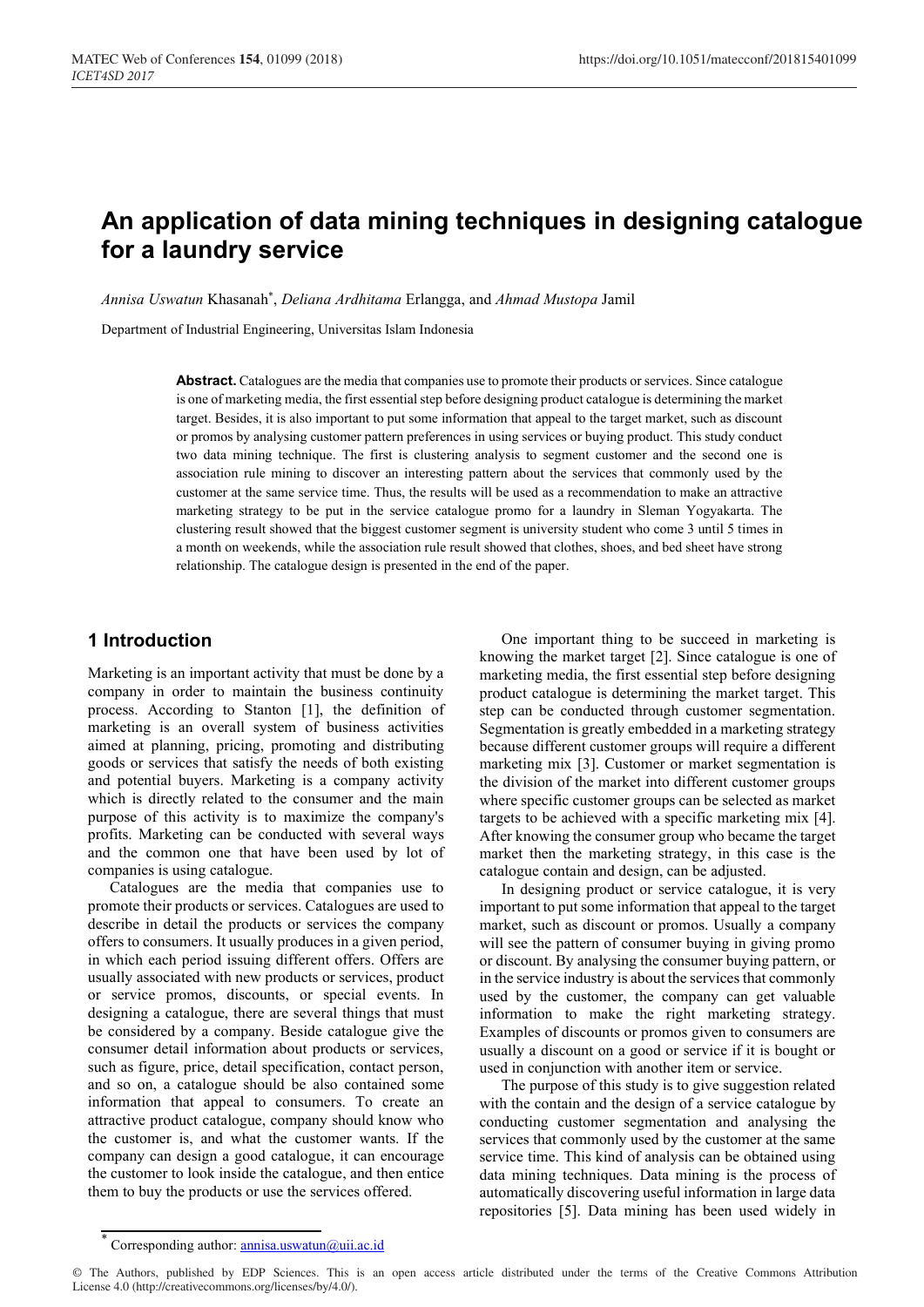# An application of data mining techniques in designing catalogue for a laundry service

*Annisa Uswatun* Khasanah*, *Deliana Ardhitama* Erlangga, and *Ahmad Mustopa* Jamil

Department of Industrial Engineering, Universitas Islam Indonesia

**Abstract.** Catalogues are the media that companies use to promote their products or services. Since catalogue is one of marketing media, the first essential step before designing product catalogue is determining the market target. Besides, it is also important to put some information that appeal to the target market, such as discount or promos by analysing customer pattern preferences in using services or buying product. This study conduct two data mining technique. The first is clustering analysis to segment customer and the second one is association rule mining to discover an interesting pattern about the services that commonly used by the customer at the same service time. Thus, the results will be used as a recommendation to make an attractive marketing strategy to be put in the service catalogue promo for a laundry in Sleman Yogyakarta. The clustering result showed that the biggest customer segment is university student who come 3 until 5 times in a month on weekends, while the association rule result showed that clothes, shoes, and bed sheet have strong relationship. The catalogue design is presented in the end of the paper.

## 1 Introduction

Marketing is an important activity that must be done by a company in order to maintain the business continuity process. According to Stanton [1], the definition of marketing is an overall system of business activities aimed at planning, pricing, promoting and distributing goods or services that satisfy the needs of both existing and potential buyers. Marketing is a company activity which is directly related to the consumer and the main purpose of this activity is to maximize the company's profits. Marketing can be conducted with several ways and the common one that have been used by lot of companies is using catalogue.

Catalogues are the media that companies use to promote their products or services. Catalogues are used to describe in detail the products or services the company offers to consumers. It usually produces in a given period, in which each period issuing different offers. Offers are usually associated with new products or services, product or service promos, discounts, or special events. In designing a catalogue, there are several things that must be considered by a company. Beside catalogue give the consumer detail information about products or services, such as figure, price, detail specification, contact person, and so on, a catalogue should be also contained some information that appeal to consumers. To create an attractive product catalogue, company should know who the customer is, and what the customer wants. If the company can design a good catalogue, it can encourage the customer to look inside the catalogue, and then entice them to buy the products or use the services offered.

One important thing to be succeed in marketing is knowing the market target [2]. Since catalogue is one of marketing media, the first essential step before designing product catalogue is determining the market target. This step can be conducted through customer segmentation. Segmentation is greatly embedded in a marketing strategy because different customer groups will require a different marketing mix [3]. Customer or market segmentation is the division of the market into different customer groups where specific customer groups can be selected as market targets to be achieved with a specific marketing mix [4]. After knowing the consumer group who became the target market then the marketing strategy, in this case is the catalogue contain and design, can be adjusted.

In designing product or service catalogue, it is very important to put some information that appeal to the target market, such as discount or promos. Usually a company will see the pattern of consumer buying in giving promo or discount. By analysing the consumer buying pattern, or in the service industry is about the services that commonly used by the customer, the company can get valuable information to make the right marketing strategy. Examples of discounts or promos given to consumers are usually a discount on a good or service if it is bought or used in conjunction with another item or service.

The purpose of this study is to give suggestion related with the contain and the design of a service catalogue by conducting customer segmentation and analysing the services that commonly used by the customer at the same service time. This kind of analysis can be obtained using data mining techniques. Data mining is the process of automatically discovering useful information in large data repositories [5]. Data mining has been used widely in

* Corresponding author: annisa.uswatun@uii.ac.id

© The Authors, published by EDP Sciences. This is an open access article distributed under the terms of the Creative Commons Attribution License 4.0 (http://creativecommons.org/licenses/by/4.0/).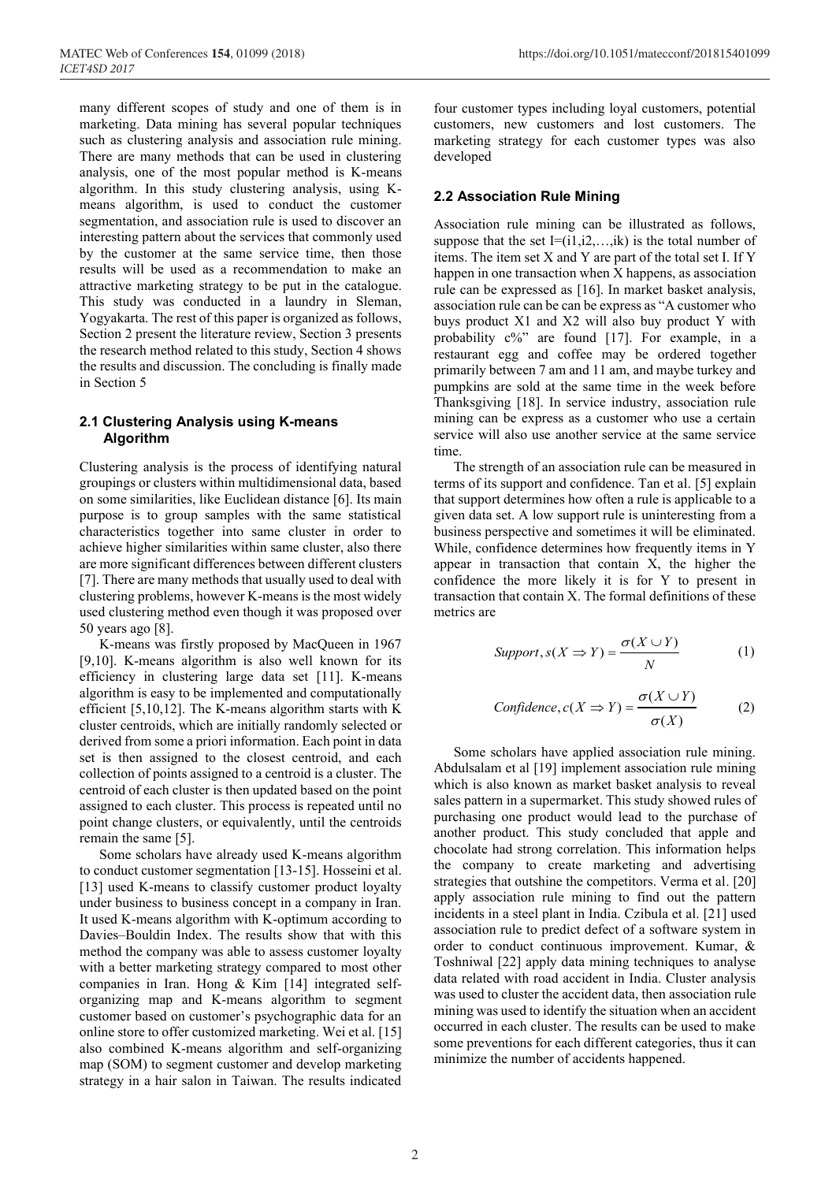many different scopes of study and one of them is in marketing. Data mining has several popular techniques such as clustering analysis and association rule mining. There are many methods that can be used in clustering analysis, one of the most popular method is K-means algorithm. In this study clustering analysis, using K-means algorithm, is used to conduct the customer segmentation, and association rule is used to discover an interesting pattern about the services that commonly used by the customer at the same service time, then those results will be used as a recommendation to make an attractive marketing strategy to be put in the catalogue. This study was conducted in a laundry in Sleman, Yogyakarta. The rest of this paper is organized as follows, Section 2 present the literature review, Section 3 presents the research method related to this study, Section 4 shows the results and discussion. The concluding is finally made in Section 5

### 2.1 Clustering Analysis using K-means Algorithm

Clustering analysis is the process of identifying natural groupings or clusters within multidimensional data, based on some similarities, like Euclidean distance [6]. Its main purpose is to group samples with the same statistical characteristics together into same cluster in order to achieve higher similarities within same cluster, also there are more significant differences between different clusters [7]. There are many methods that usually used to deal with clustering problems, however K-means is the most widely used clustering method even though it was proposed over 50 years ago [8].

K-means was firstly proposed by MacQueen in 1967 [9,10]. K-means algorithm is also well known for its efficiency in clustering large data set [11]. K-means algorithm is easy to be implemented and computationally efficient [5,10,12]. The K-means algorithm starts with K cluster centroids, which are initially randomly selected or derived from some a priori information. Each point in data set is then assigned to the closest centroid, and each collection of points assigned to a centroid is a cluster. The centroid of each cluster is then updated based on the point assigned to each cluster. This process is repeated until no point change clusters, or equivalently, until the centroids remain the same [5].

Some scholars have already used K-means algorithm to conduct customer segmentation [13-15]. Hosseini et al. [13] used K-means to classify customer product loyalty under business to business concept in a company in Iran. It used K-means algorithm with K-optimum according to Davies–Bouldin Index. The results show that with this method the company was able to assess customer loyalty with a better marketing strategy compared to most other companies in Iran. Hong & Kim [14] integrated self-organizing map and K-means algorithm to segment customer based on customer's psychographic data for an online store to offer customized marketing. Wei et al. [15] also combined K-means algorithm and self-organizing map (SOM) to segment customer and develop marketing strategy in a hair salon in Taiwan. The results indicated four customer types including loyal customers, potential customers, new customers and lost customers. The marketing strategy for each customer types was also developed

### 2.2 Association Rule Mining

Association rule mining can be illustrated as follows, suppose that the set I=(i1,i2,…,ik) is the total number of items. The item set X and Y are part of the total set I. If Y happen in one transaction when X happens, as association rule can be expressed as [16]. In market basket analysis, association rule can be can be express as "A customer who buys product X1 and X2 will also buy product Y with probability c%" are found [17]. For example, in a restaurant egg and coffee may be ordered together primarily between 7 am and 11 am, and maybe turkey and pumpkins are sold at the same time in the week before Thanksgiving [18]. In service industry, association rule mining can be express as a customer who use a certain service will also use another service at the same service time.

The strength of an association rule can be measured in terms of its support and confidence. Tan et al. [5] explain that support determines how often a rule is applicable to a given data set. A low support rule is uninteresting from a business perspective and sometimes it will be eliminated. While, confidence determines how frequently items in Y appear in transaction that contain X, the higher the confidence the more likely it is for Y to present in transaction that contain X. The formal definitions of these metrics are

$$Support, s(X \Rightarrow Y) = \frac{\sigma(X \cup Y)}{N} \tag{1}$$

$$Confidence, c(X \Rightarrow Y) = \frac{\sigma(X \cup Y)}{\sigma(X)} \tag{2}$$

Some scholars have applied association rule mining. Abdulsalam et al [19] implement association rule mining which is also known as market basket analysis to reveal sales pattern in a supermarket. This study showed rules of purchasing one product would lead to the purchase of another product. This study concluded that apple and chocolate had strong correlation. This information helps the company to create marketing and advertising strategies that outshine the competitors. Verma et al. [20] apply association rule mining to find out the pattern incidents in a steel plant in India. Czibula et al. [21] used association rule to predict defect of a software system in order to conduct continuous improvement. Kumar, & Toshniwal [22] apply data mining techniques to analyse data related with road accident in India. Cluster analysis was used to cluster the accident data, then association rule mining was used to identify the situation when an accident occurred in each cluster. The results can be used to make some preventions for each different categories, thus it can minimize the number of accidents happened.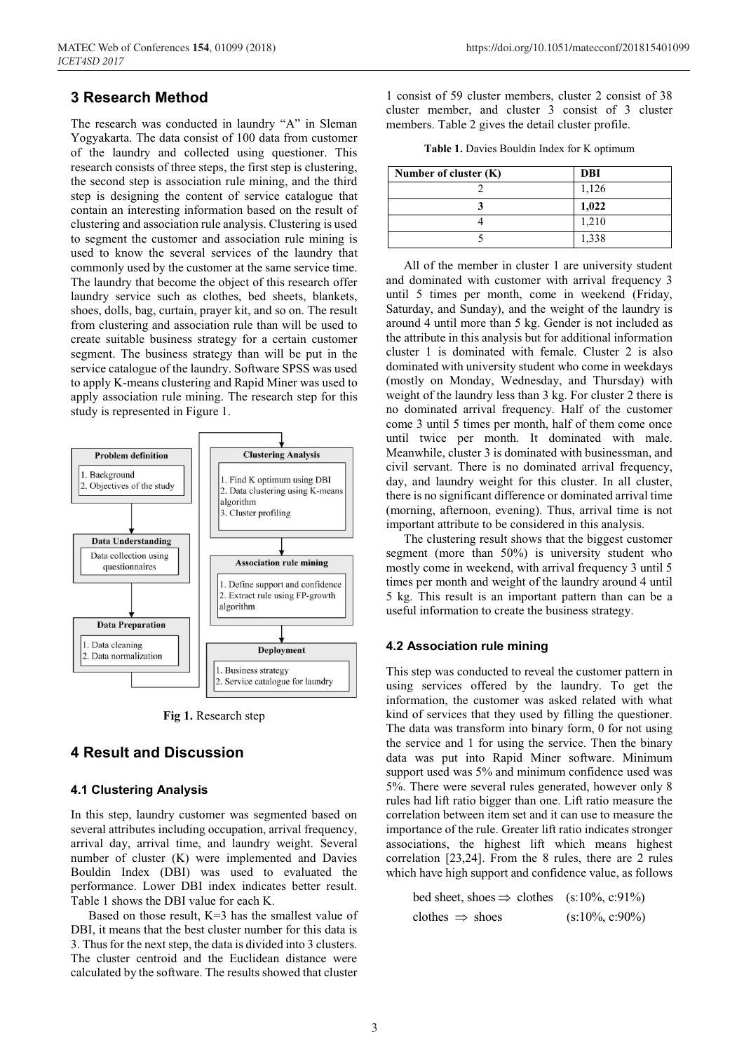## 3 Research Method

The research was conducted in laundry "A" in Sleman Yogyakarta. The data consist of 100 data from customer of the laundry and collected using questioner. This research consists of three steps, the first step is clustering, the second step is association rule mining, and the third step is designing the content of service catalogue that contain an interesting information based on the result of clustering and association rule analysis. Clustering is used to segment the customer and association rule mining is used to know the several services of the laundry that commonly used by the customer at the same service time. The laundry that become the object of this research offer laundry service such as clothes, bed sheets, blankets, shoes, dolls, bag, curtain, prayer kit, and so on. The result from clustering and association rule than will be used to create suitable business strategy for a certain customer segment. The business strategy than will be put in the service catalogue of the laundry. Software SPSS was used to apply K-means clustering and Rapid Miner was used to apply association rule mining. The research step for this study is represented in Figure 1.

**Problem definition**
1. Background
2. Objectives of the study

**Data Understanding**
Data collection using questionnaires

**Data Preparation**
1. Data cleaning
2. Data normalization

**Clustering Analysis**
1. Find K optimum using DBI
2. Data clustering using K-means algorithm
3. Cluster profiling

**Association rule mining**
1. Define support and confidence
2. Extract rule using FP-growth algorithm

**Deployment**
1. Business strategy
2. Service catalogue for laundry

**Fig 1.** Research step

## 4 Result and Discussion

### 4.1 Clustering Analysis

In this step, laundry customer was segmented based on several attributes including occupation, arrival frequency, arrival day, arrival time, and laundry weight. Several number of cluster (K) were implemented and Davies Bouldin Index (DBI) was used to evaluated the performance. Lower DBI index indicates better result. Table 1 shows the DBI value for each K.

Based on those result, K=3 has the smallest value of DBI, it means that the best cluster number for this data is 3. Thus for the next step, the data is divided into 3 clusters. The cluster centroid and the Euclidean distance were calculated by the software. The results showed that cluster 1 consist of 59 cluster members, cluster 2 consist of 38 cluster member, and cluster 3 consist of 3 cluster members. Table 2 gives the detail cluster profile.

**Table 1.** Davies Bouldin Index for K optimum

| Number of cluster (K) | DBI |
|---|---|
| 2 | 1,126 |
| **3** | **1,022** |
| 4 | 1,210 |
| 5 | 1,338 |

All of the member in cluster 1 are university student and dominated with customer with arrival frequency 3 until 5 times per month, come in weekend (Friday, Saturday, and Sunday), and the weight of the laundry is around 4 until more than 5 kg. Gender is not included as the attribute in this analysis but for additional information cluster 1 is dominated with female. Cluster 2 is also dominated with university student who come in weekdays (mostly on Monday, Wednesday, and Thursday) with weight of the laundry less than 3 kg. For cluster 2 there is no dominated arrival frequency. Half of the customer come 3 until 5 times per month, half of them come once until twice per month. It dominated with male. Meanwhile, cluster 3 is dominated with businessman, and civil servant. There is no dominated arrival frequency, day, and laundry weight for this cluster. In all cluster, there is no significant difference or dominated arrival time (morning, afternoon, evening). Thus, arrival time is not important attribute to be considered in this analysis.

The clustering result shows that the biggest customer segment (more than 50%) is university student who mostly come in weekend, with arrival frequency 3 until 5 times per month and weight of the laundry around 4 until 5 kg. This result is an important pattern than can be a useful information to create the business strategy.

### 4.2 Association rule mining

This step was conducted to reveal the customer pattern in using services offered by the laundry. To get the information, the customer was asked related with what kind of services that they used by filling the questioner. The data was transform into binary form, 0 for not using the service and 1 for using the service. Then the binary data was put into Rapid Miner software. Minimum support used was 5% and minimum confidence used was 5%. There were several rules generated, however only 8 rules had lift ratio bigger than one. Lift ratio measure the correlation between item set and it can use to measure the importance of the rule. Greater lift ratio indicates stronger associations, the highest lift which means highest correlation [23,24]. From the 8 rules, there are 2 rules which have high support and confidence value, as follows

bed sheet, shoes $\Rightarrow$ clothes (s:10%, c:91%)

clothes $\Rightarrow$ shoes (s:10%, c:90%)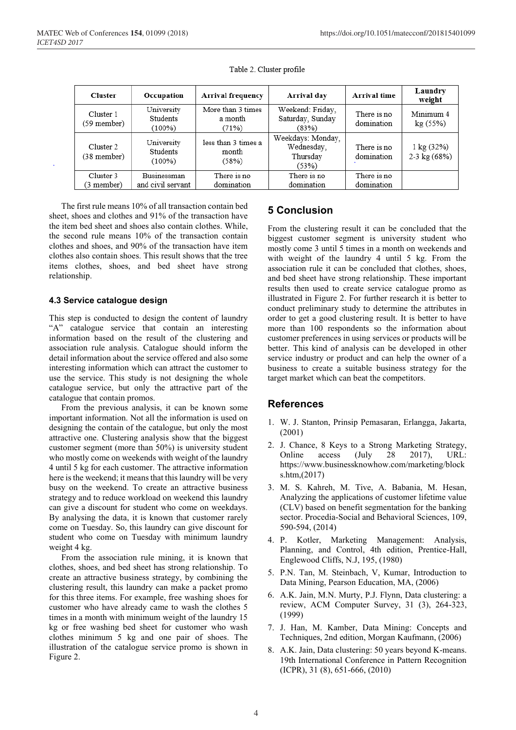Table 2. Cluster profile

| Cluster | Occupation | Arrival frequency | Arrival day | Arrival time | Laundry weight |
|---|---|---|---|---|---|
| Cluster 1 (59 member) | University Students (100%) | More than 3 times a month (71%) | Weekend: Friday, Saturday, Sunday (83%) | There is no domination | Minimum 4 kg (55%) |
| Cluster 2 (38 member) | University Students (100%) | less than 3 times a month (58%) | Weekdays: Monday, Wednesday, Thursday (53%) | There is no domination | 1 kg (32%) 2-3 kg (68%) |
| Cluster 3 (3 member) | Businessman and civil servant | There is no domination | There is no domination | There is no domination | |

The first rule means 10% of all transaction contain bed sheet, shoes and clothes and 91% of the transaction have the item bed sheet and shoes also contain clothes. While, the second rule means 10% of the transaction contain clothes and shoes, and 90% of the transaction have item clothes also contain shoes. This result shows that the tree items clothes, shoes, and bed sheet have strong relationship.

### 4.3 Service catalogue design

This step is conducted to design the content of laundry "A" catalogue service that contain an interesting information based on the result of the clustering and association rule analysis. Catalogue should inform the detail information about the service offered and also some interesting information which can attract the customer to use the service. This study is not designing the whole catalogue service, but only the attractive part of the catalogue that contain promos.

From the previous analysis, it can be known some important information. Not all the information is used on designing the contain of the catalogue, but only the most attractive one. Clustering analysis show that the biggest customer segment (more than 50%) is university student who mostly come on weekends with weight of the laundry 4 until 5 kg for each customer. The attractive information here is the weekend; it means that this laundry will be very busy on the weekend. To create an attractive business strategy and to reduce workload on weekend this laundry can give a discount for student who come on weekdays. By analysing the data, it is known that customer rarely come on Tuesday. So, this laundry can give discount for student who come on Tuesday with minimum laundry weight 4 kg.

From the association rule mining, it is known that clothes, shoes, and bed sheet has strong relationship. To create an attractive business strategy, by combining the clustering result, this laundry can make a packet promo for this three items. For example, free washing shoes for customer who have already came to wash the clothes 5 times in a month with minimum weight of the laundry 15 kg or free washing bed sheet for customer who wash clothes minimum 5 kg and one pair of shoes. The illustration of the catalogue service promo is shown in Figure 2.

## 5 Conclusion

From the clustering result it can be concluded that the biggest customer segment is university student who mostly come 3 until 5 times in a month on weekends and with weight of the laundry 4 until 5 kg. From the association rule it can be concluded that clothes, shoes, and bed sheet have strong relationship. These important results then used to create service catalogue promo as illustrated in Figure 2. For further research it is better to conduct preliminary study to determine the attributes in order to get a good clustering result. It is better to have more than 100 respondents so the information about customer preferences in using services or products will be better. This kind of analysis can be developed in other service industry or product and can help the owner of a business to create a suitable business strategy for the target market which can beat the competitors.

## References

1. W. J. Stanton, Prinsip Pemasaran, Erlangga, Jakarta, (2001)
2. J. Chance, 8 Keys to a Strong Marketing Strategy, Online access (July 28 2017), URL: https://www.businessknowhow.com/marketing/blocks.htm,(2017)
3. M. S. Kahreh, M. Tive, A. Babania, M. Hesan, Analyzing the applications of customer lifetime value (CLV) based on benefit segmentation for the banking sector. Procedia-Social and Behavioral Sciences, 109, 590-594, (2014)
4. P. Kotler, Marketing Management: Analysis, Planning, and Control, 4th edition, Prentice-Hall, Englewood Cliffs, N.J, 195, (1980)
5. P.N. Tan, M. Steinbach, V, Kumar, Introduction to Data Mining, Pearson Education, MA, (2006)
6. A.K. Jain, M.N. Murty, P.J. Flynn, Data clustering: a review, ACM Computer Survey, 31 (3), 264-323, (1999)
7. J. Han, M. Kamber, Data Mining: Concepts and Techniques, 2nd edition, Morgan Kaufmann, (2006)
8. A.K. Jain, Data clustering: 50 years beyond K-means. 19th International Conference in Pattern Recognition (ICPR), 31 (8), 651-666, (2010)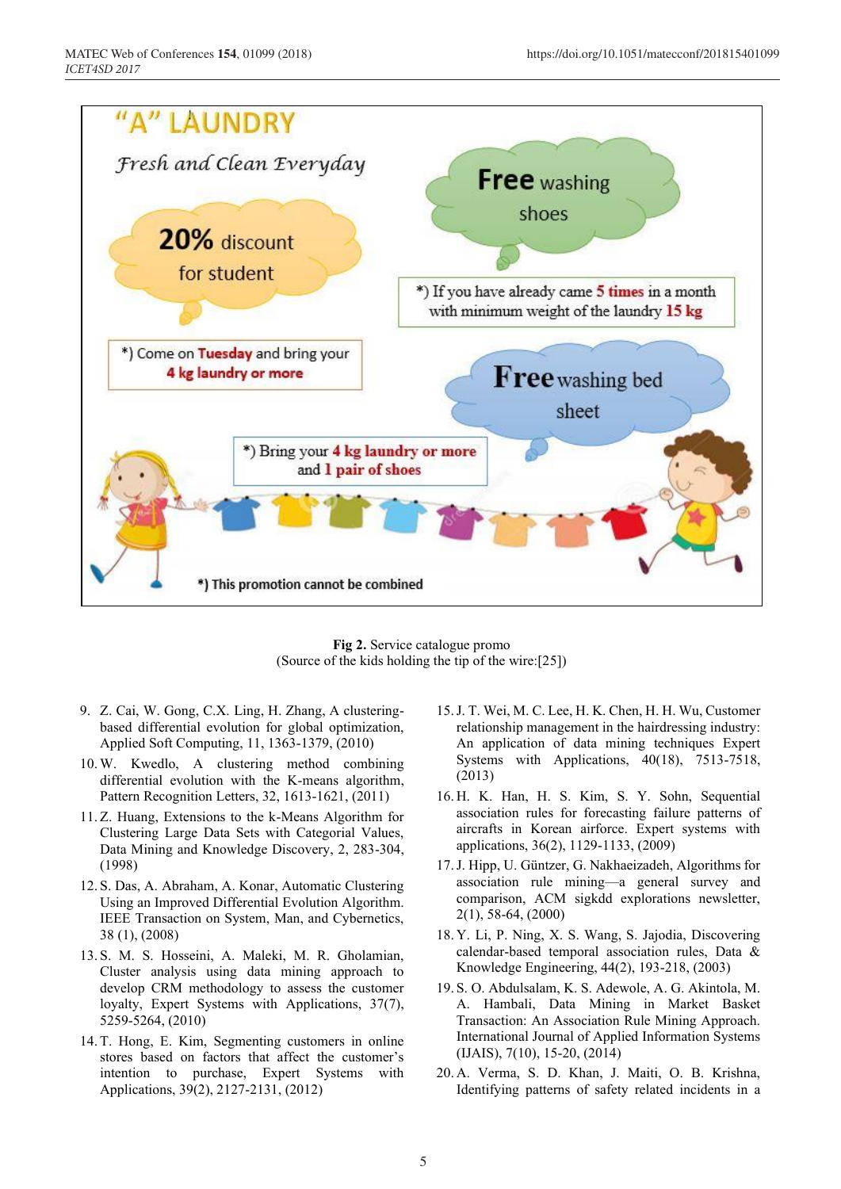"A" LAUNDRY

*Fresh and Clean Everyday*

**20%** discount for student

*) Come on **Tuesday** and bring your **4 kg laundry or more**

**Free** washing shoes

*) If you have already came **5 times** in a month with minimum weight of the laundry **15 kg**

**Free** washing bed sheet

*) Bring your **4 kg laundry or more** and **1 pair of shoes**

*) This promotion cannot be combined

**Fig 2.** Service catalogue promo
(Source of the kids holding the tip of the wire:[25])

9. Z. Cai, W. Gong, C.X. Ling, H. Zhang, A clustering-based differential evolution for global optimization, Applied Soft Computing, 11, 1363-1379, (2010)
10. W. Kwedlo, A clustering method combining differential evolution with the K-means algorithm, Pattern Recognition Letters, 32, 1613-1621, (2011)
11. Z. Huang, Extensions to the k-Means Algorithm for Clustering Large Data Sets with Categorial Values, Data Mining and Knowledge Discovery, 2, 283-304, (1998)
12. S. Das, A. Abraham, A. Konar, Automatic Clustering Using an Improved Differential Evolution Algorithm. IEEE Transaction on System, Man, and Cybernetics, 38 (1), (2008)
13. S. M. S. Hosseini, A. Maleki, M. R. Gholamian, Cluster analysis using data mining approach to develop CRM methodology to assess the customer loyalty, Expert Systems with Applications, 37(7), 5259-5264, (2010)
14. T. Hong, E. Kim, Segmenting customers in online stores based on factors that affect the customer's intention to purchase, Expert Systems with Applications, 39(2), 2127-2131, (2012)
15. J. T. Wei, M. C. Lee, H. K. Chen, H. H. Wu, Customer relationship management in the hairdressing industry: An application of data mining techniques Expert Systems with Applications, 40(18), 7513-7518, (2013)
16. H. K. Han, H. S. Kim, S. Y. Sohn, Sequential association rules for forecasting failure patterns of aircrafts in Korean airforce. Expert systems with applications, 36(2), 1129-1133, (2009)
17. J. Hipp, U. Güntzer, G. Nakhaeizadeh, Algorithms for association rule mining—a general survey and comparison, ACM sigkdd explorations newsletter, 2(1), 58-64, (2000)
18. Y. Li, P. Ning, X. S. Wang, S. Jajodia, Discovering calendar-based temporal association rules, Data & Knowledge Engineering, 44(2), 193-218, (2003)
19. S. O. Abdulsalam, K. S. Adewole, A. G. Akintola, M. A. Hambali, Data Mining in Market Basket Transaction: An Association Rule Mining Approach. International Journal of Applied Information Systems (IJAIS), 7(10), 15-20, (2014)
20. A. Verma, S. D. Khan, J. Maiti, O. B. Krishna, Identifying patterns of safety related incidents in a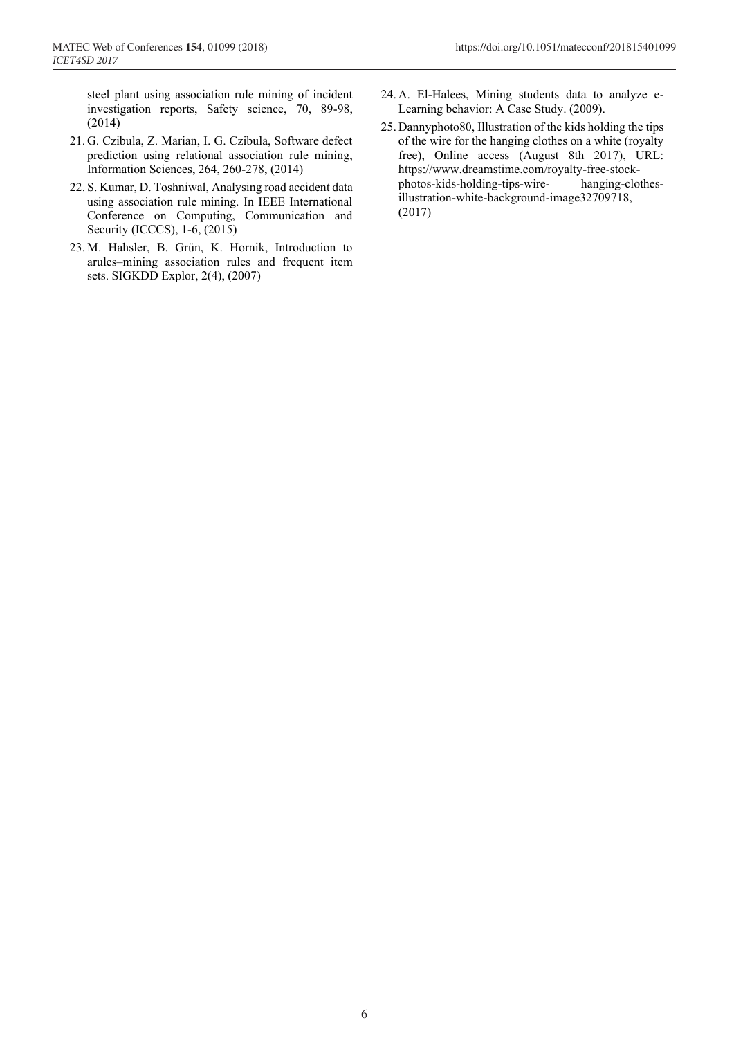steel plant using association rule mining of incident investigation reports, Safety science, 70, 89-98, (2014)

21. G. Czibula, Z. Marian, I. G. Czibula, Software defect prediction using relational association rule mining, Information Sciences, 264, 260-278, (2014)
22. S. Kumar, D. Toshniwal, Analysing road accident data using association rule mining. In IEEE International Conference on Computing, Communication and Security (ICCCS), 1-6, (2015)
23. M. Hahsler, B. Grün, K. Hornik, Introduction to arules–mining association rules and frequent item sets. SIGKDD Explor, 2(4), (2007)
24. A. El-Halees, Mining students data to analyze e-Learning behavior: A Case Study. (2009).
25. Dannyphoto80, Illustration of the kids holding the tips of the wire for the hanging clothes on a white (royalty free), Online access (August 8th 2017), URL: https://www.dreamstime.com/royalty-free-stock-photos-kids-holding-tips-wire- hanging-clothes-illustration-white-background-image32709718, (2017)